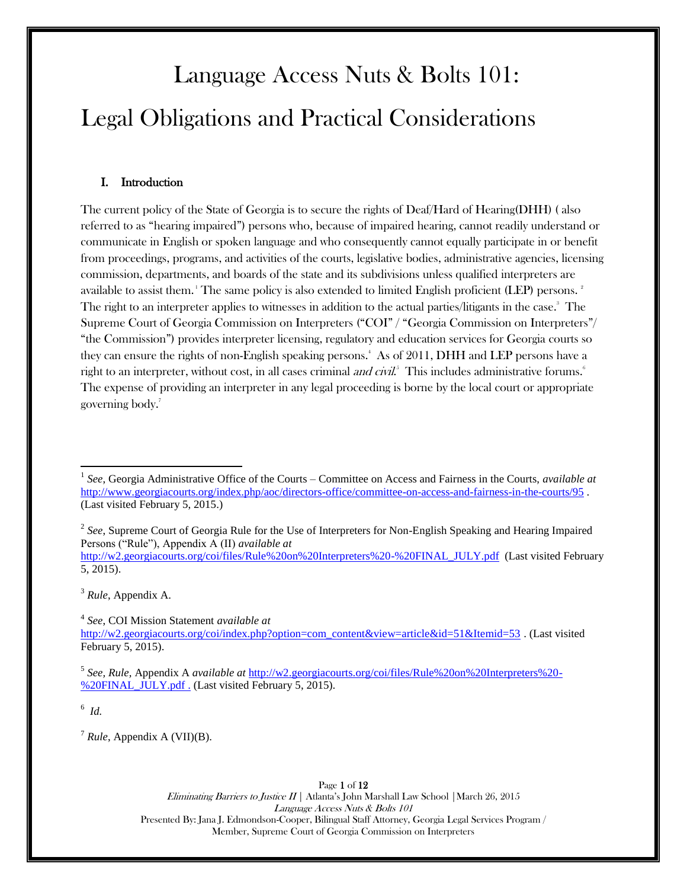# Language Access Nuts & Bolts 101: Legal Obligations and Practical Considerations

## I. Introduction

The current policy of the State of Georgia is to secure the rights of Deaf/Hard of Hearing(DHH) ( also referred to as "hearing impaired") persons who, because of impaired hearing, cannot readily understand or communicate in English or spoken language and who consequently cannot equally participate in or benefit from proceedings, programs, and activities of the courts, legislative bodies, administrative agencies, licensing commission, departments, and boards of the state and its subdivisions unless qualified interpreters are available to assist them.[1] The same policy is also extended to limited English proficient (LEP) persons. [2] The right to an interpreter applies to witnesses in addition to the actual parties/litigants in the case.[3] The Supreme Court of Georgia Commission on Interpreters ("COI" / "Georgia Commission on Interpreters"/ "the Commission") provides interpreter licensing, regulatory and education services for Georgia courts so they can ensure the rights of non-English speaking persons.[4] As of 2011, DHH and LEP persons have a right to an interpreter, without cost, in all cases criminal *and civil*.[5] This includes administrative forums.[6] The expense of providing an interpreter in any legal proceeding is borne by the local court or appropriate governing body.[7]

---

[1] *See,* Georgia Administrative Office of the Courts – Committee on Access and Fairness in the Courts, *available at* http://www.georgiacourts.org/index.php/aoc/directors-office/committee-on-access-and-fairness-in-the-courts/95 . (Last visited February 5, 2015.)

[2] *See,* Supreme Court of Georgia Rule for the Use of Interpreters for Non-English Speaking and Hearing Impaired Persons ("Rule"), Appendix A (II) *available at* http://w2.georgiacourts.org/coi/files/Rule%20on%20Interpreters%20-%20FINAL_JULY.pdf (Last visited February 5, 2015).

[3] *Rule*, Appendix A.

[4] *See,* COI Mission Statement *available at* http://w2.georgiacourts.org/coi/index.php?option=com_content&view=article&id=51&Itemid=53 . (Last visited February 5, 2015).

[5] *See, Rule,* Appendix A *available at* http://w2.georgiacourts.org/coi/files/Rule%20on%20Interpreters%20-%20FINAL_JULY.pdf . (Last visited February 5, 2015).

[6] *Id.*

[7] *Rule*, Appendix A (VII)(B).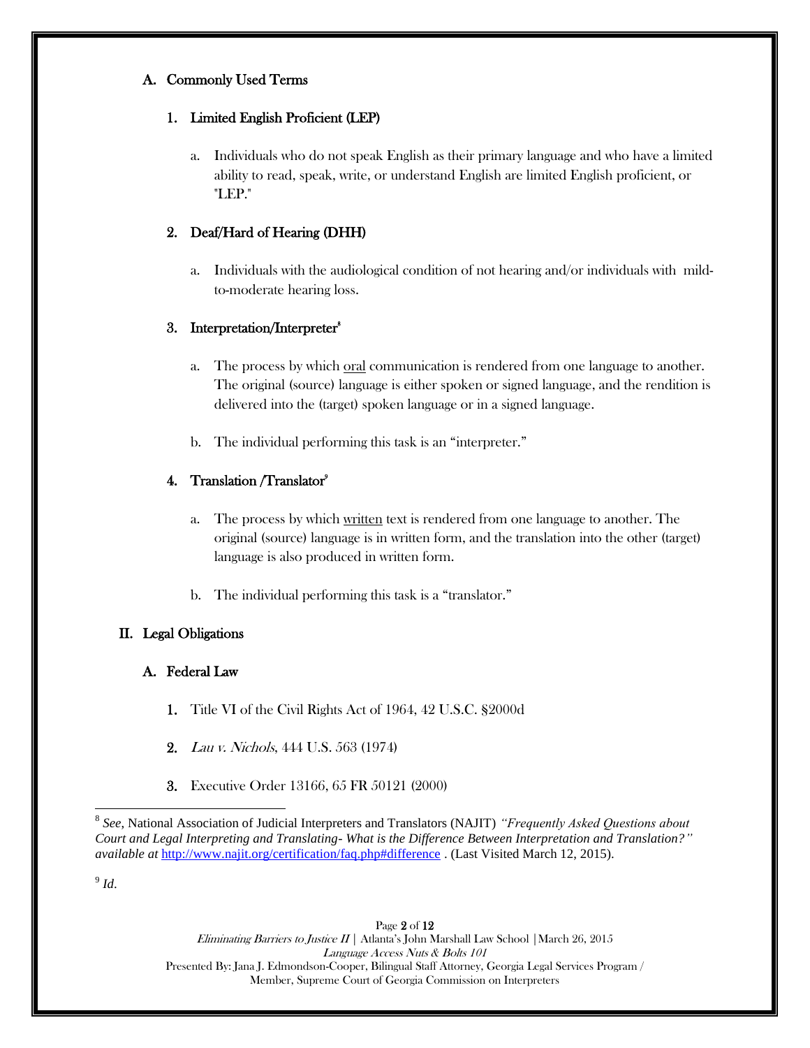### A. Commonly Used Terms

#### 1. Limited English Proficient (LEP)

a. Individuals who do not speak English as their primary language and who have a limited ability to read, speak, write, or understand English are limited English proficient, or "LEP."

#### 2. Deaf/Hard of Hearing (DHH)

a. Individuals with the audiological condition of not hearing and/or individuals with mild-to-moderate hearing loss.

#### 3. Interpretation/Interpreter[8]

a. The process by which oral communication is rendered from one language to another. The original (source) language is either spoken or signed language, and the rendition is delivered into the (target) spoken language or in a signed language.

b. The individual performing this task is an "interpreter."

#### 4. Translation /Translator[9]

a. The process by which written text is rendered from one language to another. The original (source) language is in written form, and the translation into the other (target) language is also produced in written form.

b. The individual performing this task is a "translator."

## II. Legal Obligations

### A. Federal Law

1. Title VI of the Civil Rights Act of 1964, 42 U.S.C. §2000d
2. *Lau v. Nichols*, 444 U.S. 563 (1974)
3. Executive Order 13166, 65 FR 50121 (2000)

---

[8] *See*, National Association of Judicial Interpreters and Translators (NAJIT) *"Frequently Asked Questions about Court and Legal Interpreting and Translating- What is the Difference Between Interpretation and Translation?" available at* http://www.najit.org/certification/faq.php#difference . (Last Visited March 12, 2015).

[9] *Id*.

*Eliminating Barriers to Justice II* | Atlanta's John Marshall Law School | March 26, 2015
*Language Access Nuts & Bolts 101*
Presented By: Jana J. Edmondson-Cooper, Bilingual Staff Attorney, Georgia Legal Services Program / Member, Supreme Court of Georgia Commission on Interpreters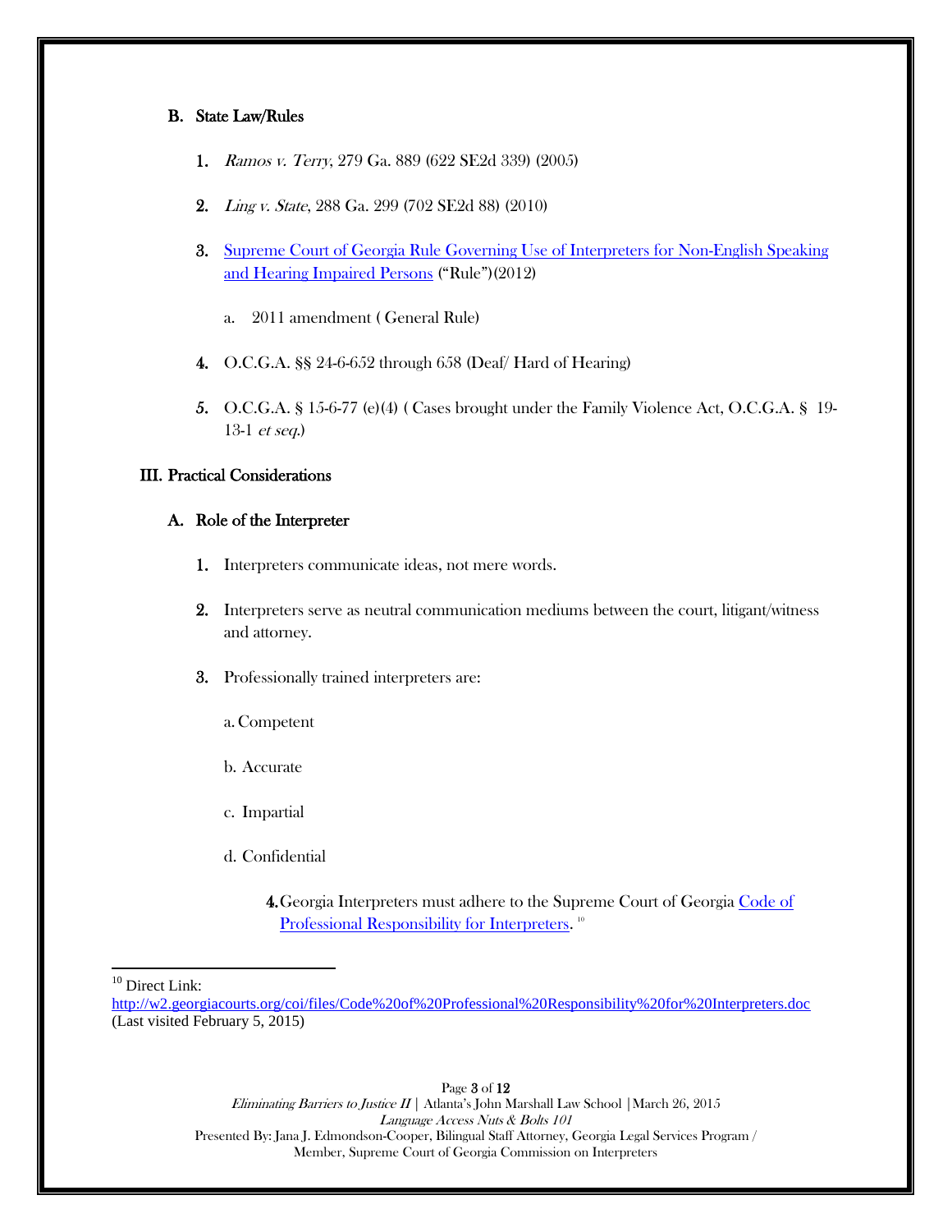## B. State Law/Rules

1. *Ramos v. Terry*, 279 Ga. 889 (622 SE2d 339) (2005)

2. *Ling v. State*, 288 Ga. 299 (702 SE2d 88) (2010)

3. Supreme Court of Georgia Rule Governing Use of Interpreters for Non-English Speaking and Hearing Impaired Persons ("Rule")(2012)

   a. 2011 amendment ( General Rule)

4. O.C.G.A. §§ 24-6-652 through 658 (Deaf/ Hard of Hearing)

5. O.C.G.A. § 15-6-77 (e)(4) ( Cases brought under the Family Violence Act, O.C.G.A. § 19-13-1 *et seq.*)

# III. Practical Considerations

## A. Role of the Interpreter

1. Interpreters communicate ideas, not mere words.

2. Interpreters serve as neutral communication mediums between the court, litigant/witness and attorney.

3. Professionally trained interpreters are:

   a. Competent

   b. Accurate

   c. Impartial

   d. Confidential

4. Georgia Interpreters must adhere to the Supreme Court of Georgia Code of Professional Responsibility for Interpreters.[10]

---

[10] Direct Link: http://w2.georgiacourts.org/coi/files/Code%20of%20Professional%20Responsibility%20for%20Interpreters.doc (Last visited February 5, 2015)

*Eliminating Barriers to Justice II* | Atlanta's John Marshall Law School |March 26, 2015
*Language Access Nuts & Bolts 101*
Presented By: Jana J. Edmondson-Cooper, Bilingual Staff Attorney, Georgia Legal Services Program / Member, Supreme Court of Georgia Commission on Interpreters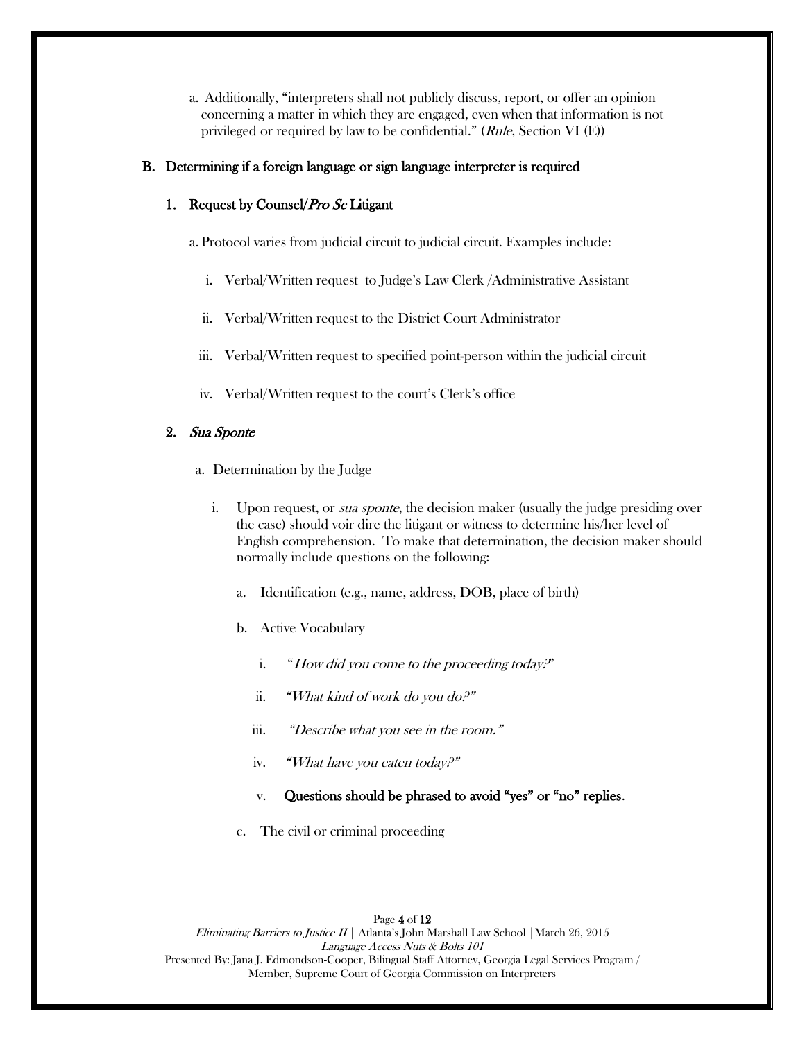a. Additionally, "interpreters shall not publicly discuss, report, or offer an opinion concerning a matter in which they are engaged, even when that information is not privileged or required by law to be confidential." (*Rule*, Section VI (E))

## B. Determining if a foreign language or sign language interpreter is required

### 1. Request by Counsel/*Pro Se* Litigant

a. Protocol varies from judicial circuit to judicial circuit. Examples include:

i. Verbal/Written request to Judge's Law Clerk /Administrative Assistant

ii. Verbal/Written request to the District Court Administrator

iii. Verbal/Written request to specified point-person within the judicial circuit

iv. Verbal/Written request to the court's Clerk's office

### 2. *Sua Sponte*

a. Determination by the Judge

i. Upon request, or *sua sponte*, the decision maker (usually the judge presiding over the case) should voir dire the litigant or witness to determine his/her level of English comprehension. To make that determination, the decision maker should normally include questions on the following:

a. Identification (e.g., name, address, DOB, place of birth)

b. Active Vocabulary

i. "*How did you come to the proceeding today?*"

ii. *"What kind of work do you do?"*

iii. *"Describe what you see in the room."*

iv. *"What have you eaten today?"*

v. **Questions should be phrased to avoid "yes" or "no" replies**.

c. The civil or criminal proceeding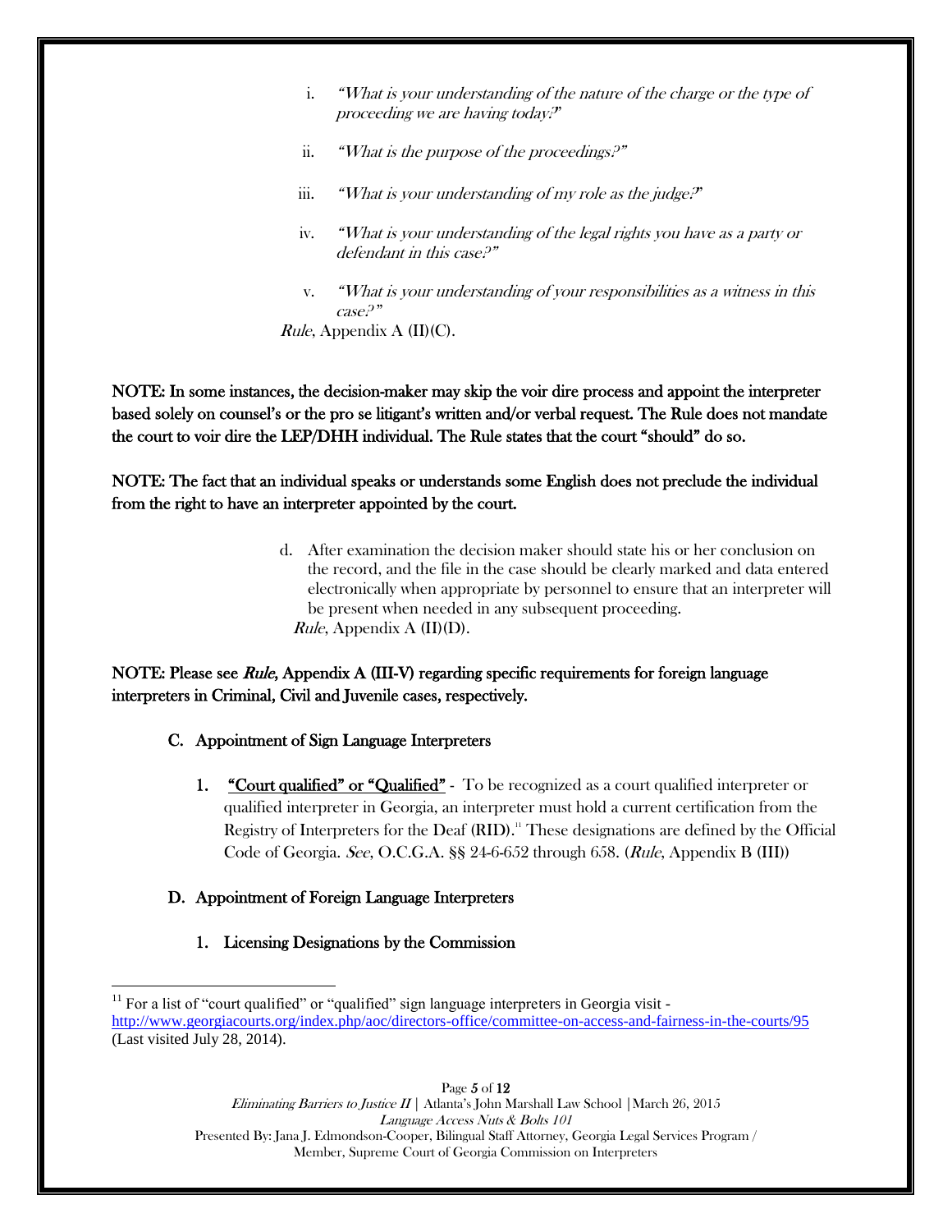i. *"What is your understanding of the nature of the charge or the type of proceeding we are having today?"*

ii. *"What is the purpose of the proceedings?"*

iii. *"What is your understanding of my role as the judge?"*

iv. *"What is your understanding of the legal rights you have as a party or defendant in this case?"*

v. *"What is your understanding of your responsibilities as a witness in this case?"*

*Rule*, Appendix A (II)(C).

**NOTE: In some instances, the decision-maker may skip the voir dire process and appoint the interpreter based solely on counsel's or the pro se litigant's written and/or verbal request. The Rule does not mandate the court to voir dire the LEP/DHH individual. The Rule states that the court "should" do so.**

**NOTE: The fact that an individual speaks or understands some English does not preclude the individual from the right to have an interpreter appointed by the court.**

d. After examination the decision maker should state his or her conclusion on the record, and the file in the case should be clearly marked and data entered electronically when appropriate by personnel to ensure that an interpreter will be present when needed in any subsequent proceeding.
*Rule*, Appendix A (II)(D).

**NOTE: Please see *Rule*, Appendix A (III-V) regarding specific requirements for foreign language interpreters in Criminal, Civil and Juvenile cases, respectively.**

### C. Appointment of Sign Language Interpreters

1. **<u>"Court qualified" or "Qualified"</u>** - To be recognized as a court qualified interpreter or qualified interpreter in Georgia, an interpreter must hold a current certification from the Registry of Interpreters for the Deaf (RID).[11] These designations are defined by the Official Code of Georgia. *See*, O.C.G.A. §§ 24-6-652 through 658. (*Rule*, Appendix B (III))

### D. Appointment of Foreign Language Interpreters

1. **Licensing Designations by the Commission**

---

[11] For a list of "court qualified" or "qualified" sign language interpreters in Georgia visit - http://www.georgiacourts.org/index.php/aoc/directors-office/committee-on-access-and-fairness-in-the-courts/95 (Last visited July 28, 2014).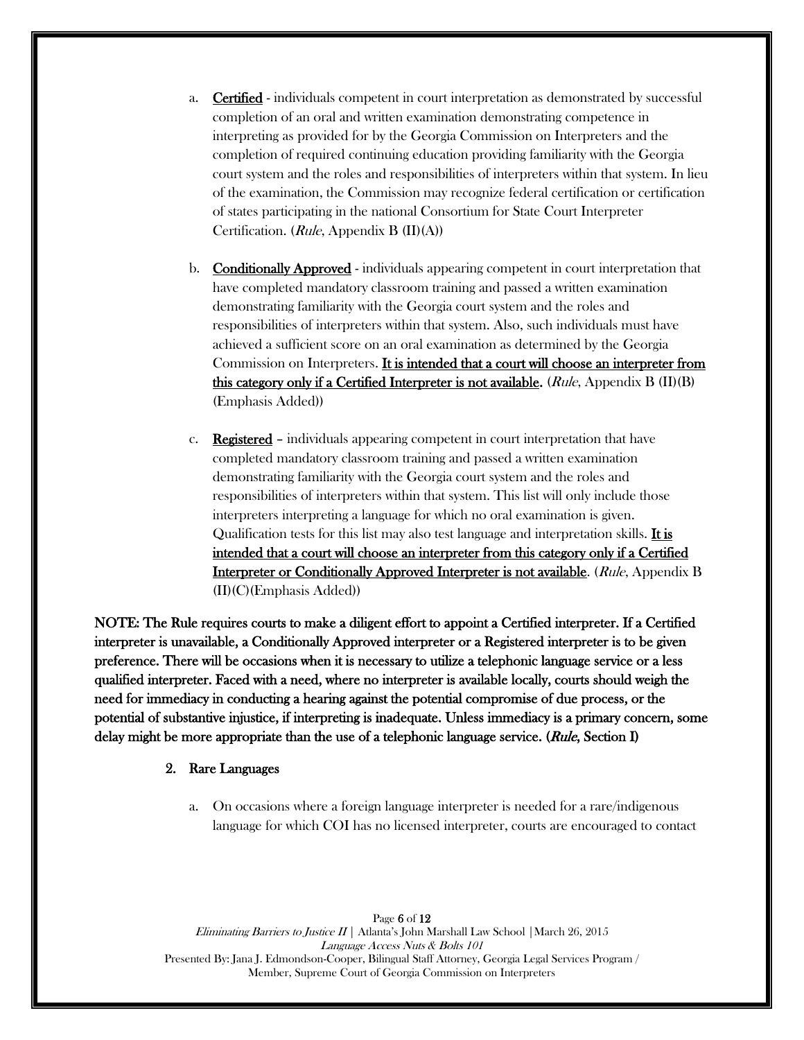a. **Certified** - individuals competent in court interpretation as demonstrated by successful completion of an oral and written examination demonstrating competence in interpreting as provided for by the Georgia Commission on Interpreters and the completion of required continuing education providing familiarity with the Georgia court system and the roles and responsibilities of interpreters within that system. In lieu of the examination, the Commission may recognize federal certification or certification of states participating in the national Consortium for State Court Interpreter Certification. (*Rule*, Appendix B (II)(A))

b. **Conditionally Approved** - individuals appearing competent in court interpretation that have completed mandatory classroom training and passed a written examination demonstrating familiarity with the Georgia court system and the roles and responsibilities of interpreters within that system. Also, such individuals must have achieved a sufficient score on an oral examination as determined by the Georgia Commission on Interpreters. **It is intended that a court will choose an interpreter from this category only if a Certified Interpreter is not available.** (*Rule*, Appendix B (II)(B) (Emphasis Added))

c. **Registered** – individuals appearing competent in court interpretation that have completed mandatory classroom training and passed a written examination demonstrating familiarity with the Georgia court system and the roles and responsibilities of interpreters within that system. This list will only include those interpreters interpreting a language for which no oral examination is given. Qualification tests for this list may also test language and interpretation skills. **It is intended that a court will choose an interpreter from this category only if a Certified Interpreter or Conditionally Approved Interpreter is not available**. (*Rule*, Appendix B (II)(C)(Emphasis Added))

**NOTE: The Rule requires courts to make a diligent effort to appoint a Certified interpreter. If a Certified interpreter is unavailable, a Conditionally Approved interpreter or a Registered interpreter is to be given preference. There will be occasions when it is necessary to utilize a telephonic language service or a less qualified interpreter. Faced with a need, where no interpreter is available locally, courts should weigh the need for immediacy in conducting a hearing against the potential compromise of due process, or the potential of substantive injustice, if interpreting is inadequate. Unless immediacy is a primary concern, some delay might be more appropriate than the use of a telephonic language service. (*Rule*, Section I)**

2. Rare Languages

   a. On occasions where a foreign language interpreter is needed for a rare/indigenous language for which COI has no licensed interpreter, courts are encouraged to contact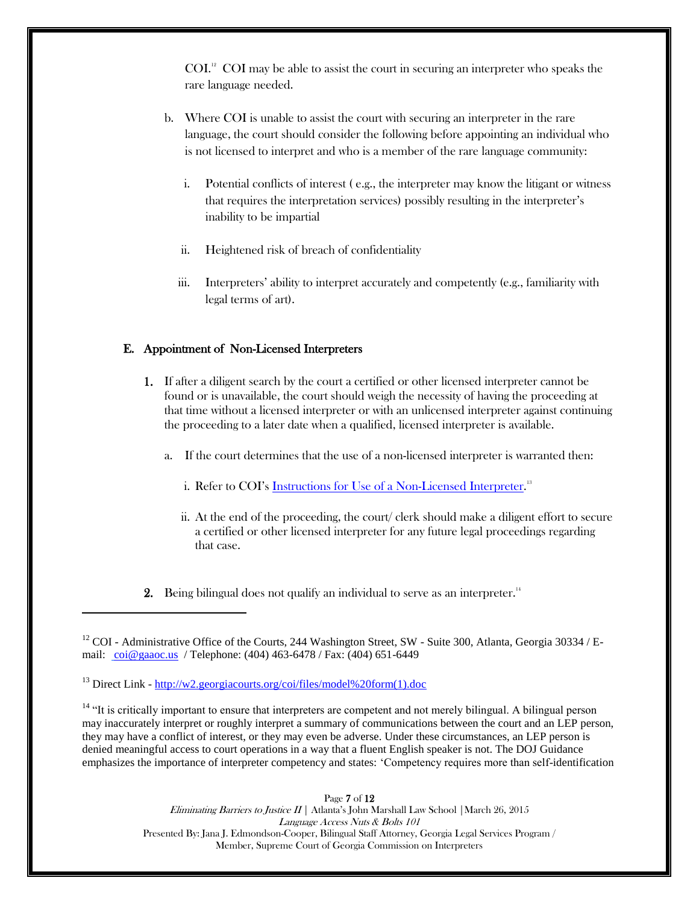COI.[12] COI may be able to assist the court in securing an interpreter who speaks the rare language needed.

b. Where COI is unable to assist the court with securing an interpreter in the rare language, the court should consider the following before appointing an individual who is not licensed to interpret and who is a member of the rare language community:

   i. Potential conflicts of interest ( e.g., the interpreter may know the litigant or witness that requires the interpretation services) possibly resulting in the interpreter's inability to be impartial

   ii. Heightened risk of breach of confidentiality

   iii. Interpreters' ability to interpret accurately and competently (e.g., familiarity with legal terms of art).

## E. Appointment of Non-Licensed Interpreters

**1.** If after a diligent search by the court a certified or other licensed interpreter cannot be found or is unavailable, the court should weigh the necessity of having the proceeding at that time without a licensed interpreter or with an unlicensed interpreter against continuing the proceeding to a later date when a qualified, licensed interpreter is available.

   a. If the court determines that the use of a non-licensed interpreter is warranted then:

      i. Refer to COI's [Instructions for Use of a Non-Licensed Interpreter](http://w2.georgiacourts.org/coi/files/model%20form(1).doc).[13]

      ii. At the end of the proceeding, the court/ clerk should make a diligent effort to secure a certified or other licensed interpreter for any future legal proceedings regarding that case.

**2.** Being bilingual does not qualify an individual to serve as an interpreter.[14]

---

[12] COI - Administrative Office of the Courts, 244 Washington Street, SW - Suite 300, Atlanta, Georgia 30334 / E-mail: coi@gaaoc.us / Telephone: (404) 463-6478 / Fax: (404) 651-6449

[13] Direct Link - http://w2.georgiacourts.org/coi/files/model%20form(1).doc

[14] "It is critically important to ensure that interpreters are competent and not merely bilingual. A bilingual person may inaccurately interpret or roughly interpret a summary of communications between the court and an LEP person, they may have a conflict of interest, or they may even be adverse. Under these circumstances, an LEP person is denied meaningful access to court operations in a way that a fluent English speaker is not. The DOJ Guidance emphasizes the importance of interpreter competency and states: 'Competency requires more than self-identification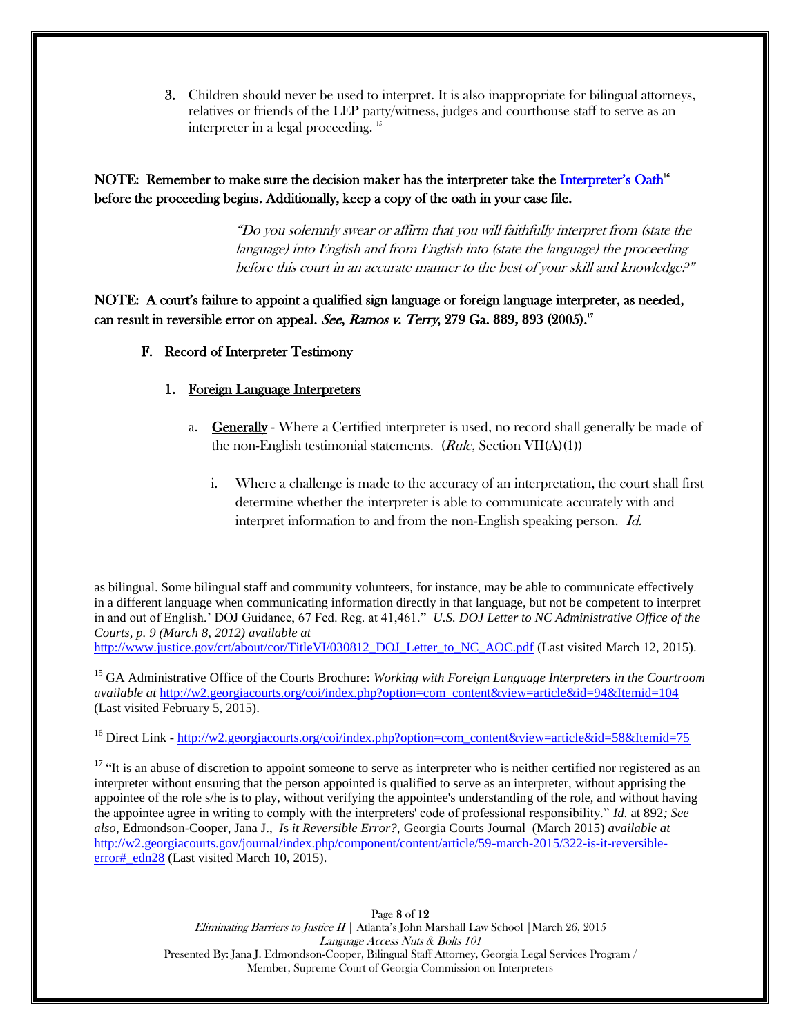3. Children should never be used to interpret. It is also inappropriate for bilingual attorneys, relatives or friends of the LEP party/witness, judges and courthouse staff to serve as an interpreter in a legal proceeding.[15]

**NOTE: Remember to make sure the decision maker has the interpreter take the [Interpreter's Oath][16] before the proceeding begins. Additionally, keep a copy of the oath in your case file.**

> *"Do you solemnly swear or affirm that you will faithfully interpret from (state the language) into English and from English into (state the language) the proceeding before this court in an accurate manner to the best of your skill and knowledge?"*

**NOTE: A court's failure to appoint a qualified sign language or foreign language interpreter, as needed, can result in reversible error on appeal. *See, Ramos v. Terry*, 279 Ga. 889, 893 (2005).[17]**

### F. Record of Interpreter Testimony

#### 1. Foreign Language Interpreters

a. **Generally** - Where a Certified interpreter is used, no record shall generally be made of the non-English testimonial statements. (*Rule*, Section VII(A)(1))

i. Where a challenge is made to the accuracy of an interpretation, the court shall first determine whether the interpreter is able to communicate accurately with and interpret information to and from the non-English speaking person. *Id.*

---

as bilingual. Some bilingual staff and community volunteers, for instance, may be able to communicate effectively in a different language when communicating information directly in that language, but not be competent to interpret in and out of English.' DOJ Guidance, 67 Fed. Reg. at 41,461." *U.S. DOJ Letter to NC Administrative Office of the Courts, p. 9 (March 8, 2012) available at* http://www.justice.gov/crt/about/cor/TitleVI/030812_DOJ_Letter_to_NC_AOC.pdf (Last visited March 12, 2015).

[15] GA Administrative Office of the Courts Brochure: *Working with Foreign Language Interpreters in the Courtroom available at* http://w2.georgiacourts.org/coi/index.php?option=com_content&view=article&id=94&Itemid=104 (Last visited February 5, 2015).

[16] Direct Link - http://w2.georgiacourts.org/coi/index.php?option=com_content&view=article&id=58&Itemid=75

[17] "It is an abuse of discretion to appoint someone to serve as interpreter who is neither certified nor registered as an interpreter without ensuring that the person appointed is qualified to serve as an interpreter, without apprising the appointee of the role s/he is to play, without verifying the appointee's understanding of the role, and without having the appointee agree in writing to comply with the interpreters' code of professional responsibility." *Id.* at 892*; See also*, Edmondson-Cooper, Jana J., *Is it Reversible Error?*, Georgia Courts Journal (March 2015) *available at* http://w2.georgiacourts.gov/journal/index.php/component/content/article/59-march-2015/322-is-it-reversible-error#_edn28 (Last visited March 10, 2015).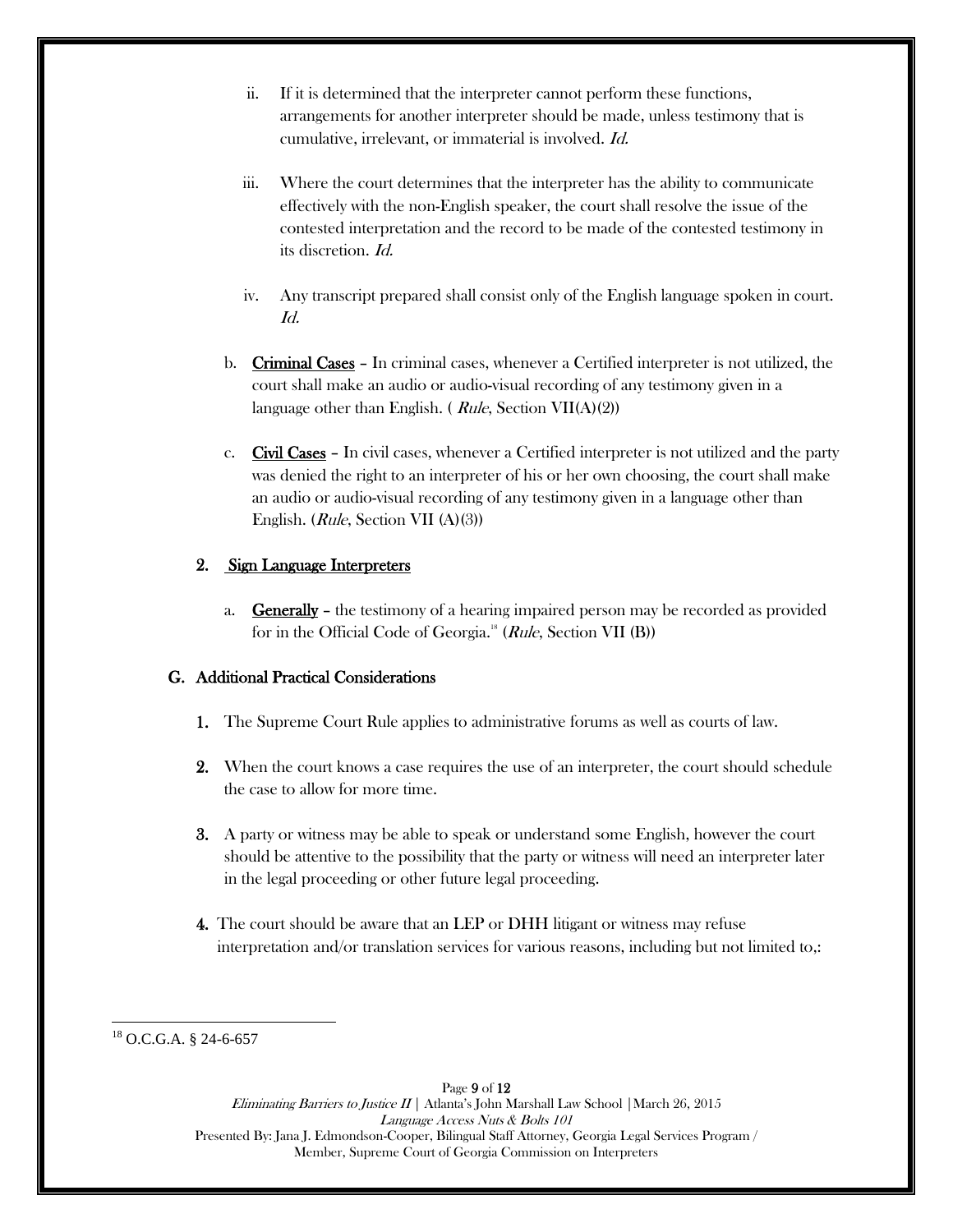ii. If it is determined that the interpreter cannot perform these functions, arrangements for another interpreter should be made, unless testimony that is cumulative, irrelevant, or immaterial is involved. *Id.*

iii. Where the court determines that the interpreter has the ability to communicate effectively with the non-English speaker, the court shall resolve the issue of the contested interpretation and the record to be made of the contested testimony in its discretion. *Id.*

iv. Any transcript prepared shall consist only of the English language spoken in court. *Id.*

b. **<u>Criminal Cases</u>** – In criminal cases, whenever a Certified interpreter is not utilized, the court shall make an audio or audio-visual recording of any testimony given in a language other than English. ( *Rule*, Section VII(A)(2))

c. **<u>Civil Cases</u>** – In civil cases, whenever a Certified interpreter is not utilized and the party was denied the right to an interpreter of his or her own choosing, the court shall make an audio or audio-visual recording of any testimony given in a language other than English. (*Rule*, Section VII (A)(3))

**2. <u>Sign Language Interpreters</u>**

a. **<u>Generally</u>** – the testimony of a hearing impaired person may be recorded as provided for in the Official Code of Georgia.[18] (*Rule*, Section VII (B))

### G. Additional Practical Considerations

**1.** The Supreme Court Rule applies to administrative forums as well as courts of law.

**2.** When the court knows a case requires the use of an interpreter, the court should schedule the case to allow for more time.

**3.** A party or witness may be able to speak or understand some English, however the court should be attentive to the possibility that the party or witness will need an interpreter later in the legal proceeding or other future legal proceeding.

**4.** The court should be aware that an LEP or DHH litigant or witness may refuse interpretation and/or translation services for various reasons, including but not limited to,:

---

[18] O.C.G.A. § 24-6-657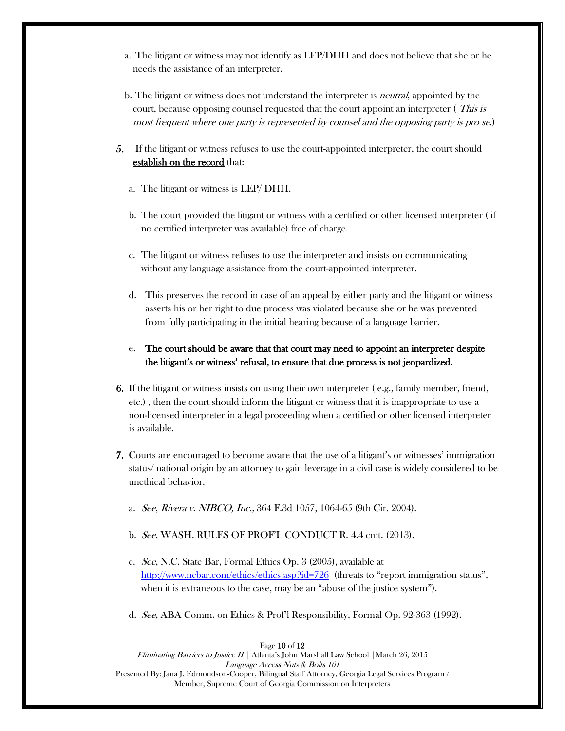a. The litigant or witness may not identify as LEP/DHH and does not believe that she or he needs the assistance of an interpreter.

b. The litigant or witness does not understand the interpreter is *neutral*, appointed by the court, because opposing counsel requested that the court appoint an interpreter ( *This is most frequent where one party is represented by counsel and the opposing party is pro se*.)

5. If the litigant or witness refuses to use the court-appointed interpreter, the court should <u>establish on the record</u> that:

   a. The litigant or witness is LEP/ DHH.

   b. The court provided the litigant or witness with a certified or other licensed interpreter ( if no certified interpreter was available) free of charge.

   c. The litigant or witness refuses to use the interpreter and insists on communicating without any language assistance from the court-appointed interpreter.

   d. This preserves the record in case of an appeal by either party and the litigant or witness asserts his or her right to due process was violated because she or he was prevented from fully participating in the initial hearing because of a language barrier.

   e. **The court should be aware that that court may need to appoint an interpreter despite the litigant's or witness' refusal, to ensure that due process is not jeopardized.**

6. If the litigant or witness insists on using their own interpreter ( e.g., family member, friend, etc.) , then the court should inform the litigant or witness that it is inappropriate to use a non-licensed interpreter in a legal proceeding when a certified or other licensed interpreter is available.

7. Courts are encouraged to become aware that the use of a litigant's or witnesses' immigration status/ national origin by an attorney to gain leverage in a civil case is widely considered to be unethical behavior.

   a. *See*, *Rivera v. NIBCO, Inc.,* 364 F.3d 1057, 1064-65 (9th Cir. 2004).

   b. *See*, WASH. RULES OF PROF'L CONDUCT R. 4.4 cmt. (2013).

   c. *See*, N.C. State Bar, Formal Ethics Op. 3 (2005), available at http://www.ncbar.com/ethics/ethics.asp?id=726 (threats to "report immigration status", when it is extraneous to the case, may be an "abuse of the justice system").

   d. *See*, ABA Comm. on Ethics & Prof'l Responsibility, Formal Op. 92-363 (1992).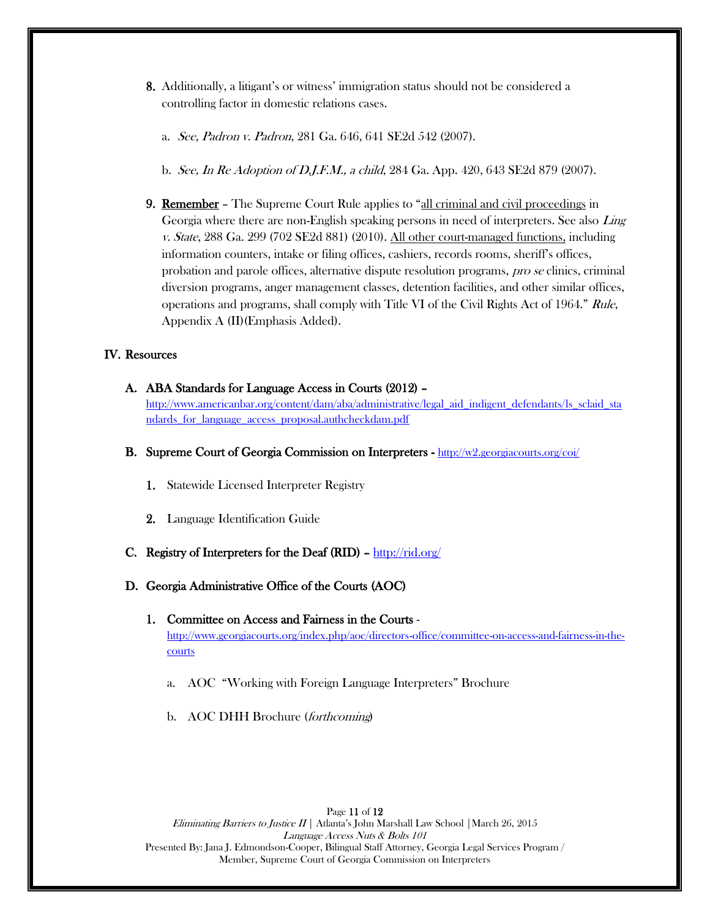8. Additionally, a litigant's or witness' immigration status should not be considered a controlling factor in domestic relations cases.

   a. *See, Padron v. Padron*, 281 Ga. 646, 641 SE2d 542 (2007).

   b. *See, In Re Adoption of D.J.F.M., a child*, 284 Ga. App. 420, 643 SE2d 879 (2007).

9. **Remember** – The Supreme Court Rule applies to "all criminal and civil proceedings in Georgia where there are non-English speaking persons in need of interpreters. See also *Ling v. State*, 288 Ga. 299 (702 SE2d 881) (2010). All other court-managed functions, including information counters, intake or filing offices, cashiers, records rooms, sheriff's offices, probation and parole offices, alternative dispute resolution programs, *pro se* clinics, criminal diversion programs, anger management classes, detention facilities, and other similar offices, operations and programs, shall comply with Title VI of the Civil Rights Act of 1964." *Rule*, Appendix A (II)(Emphasis Added).

## IV. Resources

### A. ABA Standards for Language Access in Courts (2012) –

http://www.americanbar.org/content/dam/aba/administrative/legal_aid_indigent_defendants/ls_sclaid_standards_for_language_access_proposal.authcheckdam.pdf

### B. Supreme Court of Georgia Commission on Interpreters - http://w2.georgiacourts.org/coi/

1. Statewide Licensed Interpreter Registry

2. Language Identification Guide

### C. Registry of Interpreters for the Deaf (RID) – http://rid.org/

### D. Georgia Administrative Office of the Courts (AOC)

1. **Committee on Access and Fairness in the Courts** - http://www.georgiacourts.org/index.php/aoc/directors-office/committee-on-access-and-fairness-in-the-courts

   a. AOC "Working with Foreign Language Interpreters" Brochure

   b. AOC DHH Brochure (*forthcoming*)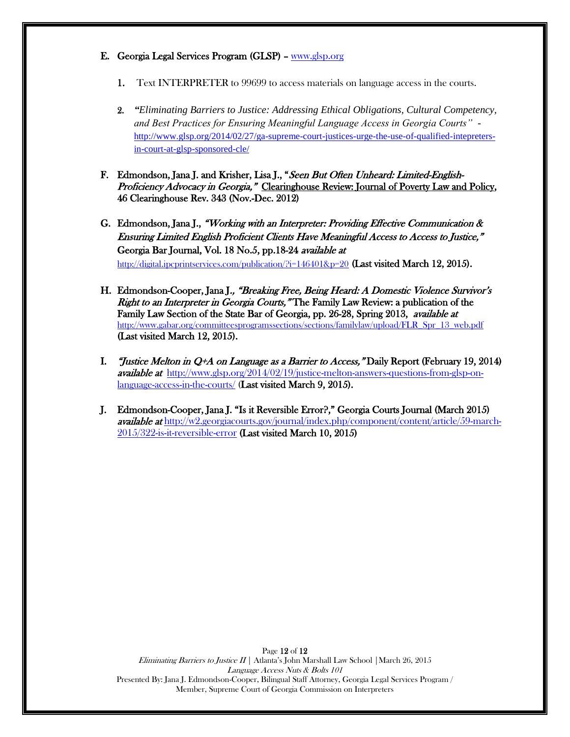E. **Georgia Legal Services Program (GLSP) –** www.glsp.org

   1. Text INTERPRETER to 99699 to access materials on language access in the courts.

   2. *"Eliminating Barriers to Justice: Addressing Ethical Obligations, Cultural Competency, and Best Practices for Ensuring Meaningful Language Access in Georgia Courts"* - http://www.glsp.org/2014/02/27/ga-supreme-court-justices-urge-the-use-of-qualified-intepreters-in-court-at-glsp-sponsored-cle/

F. **Edmondson, Jana J. and Krisher, Lisa J., "*Seen But Often Unheard: Limited-English-Proficiency Advocacy in Georgia,*" Clearinghouse Review: Journal of Poverty Law and Policy, 46 Clearinghouse Rev. 343 (Nov.-Dec. 2012)**

G. **Edmondson, Jana J., *"Working with an Interpreter: Providing Effective Communication & Ensuring Limited English Proficient Clients Have Meaningful Access to Access to Justice,"* Georgia Bar Journal, Vol. 18 No.5, pp.18-24 *available at*** http://digital.ipcprintservices.com/publication/?i=146401&p=20 **(Last visited March 12, 2015).**

H. **Edmondson-Cooper, Jana J., *"Breaking Free, Being Heard: A Domestic Violence Survivor's Right to an Interpreter in Georgia Courts,"* The Family Law Review: a publication of the Family Law Section of the State Bar of Georgia, pp. 26-28, Spring 2013, *available at*** http://www.gabar.org/committeesprogramssections/sections/familylaw/upload/FLR_Spr_13_web.pdf **(Last visited March 12, 2015).**

I. ***"Justice Melton in Q+A on Language as a Barrier to Access,"* Daily Report (February 19, 2014) *available at*** http://www.glsp.org/2014/02/19/justice-melton-answers-questions-from-glsp-on-language-access-in-the-courts/ **(Last visited March 9, 2015).**

J. **Edmondson-Cooper, Jana J. "Is it Reversible Error?," Georgia Courts Journal (March 2015) *available at*** http://w2.georgiacourts.gov/journal/index.php/component/content/article/59-march-2015/322-is-it-reversible-error **(Last visited March 10, 2015)**